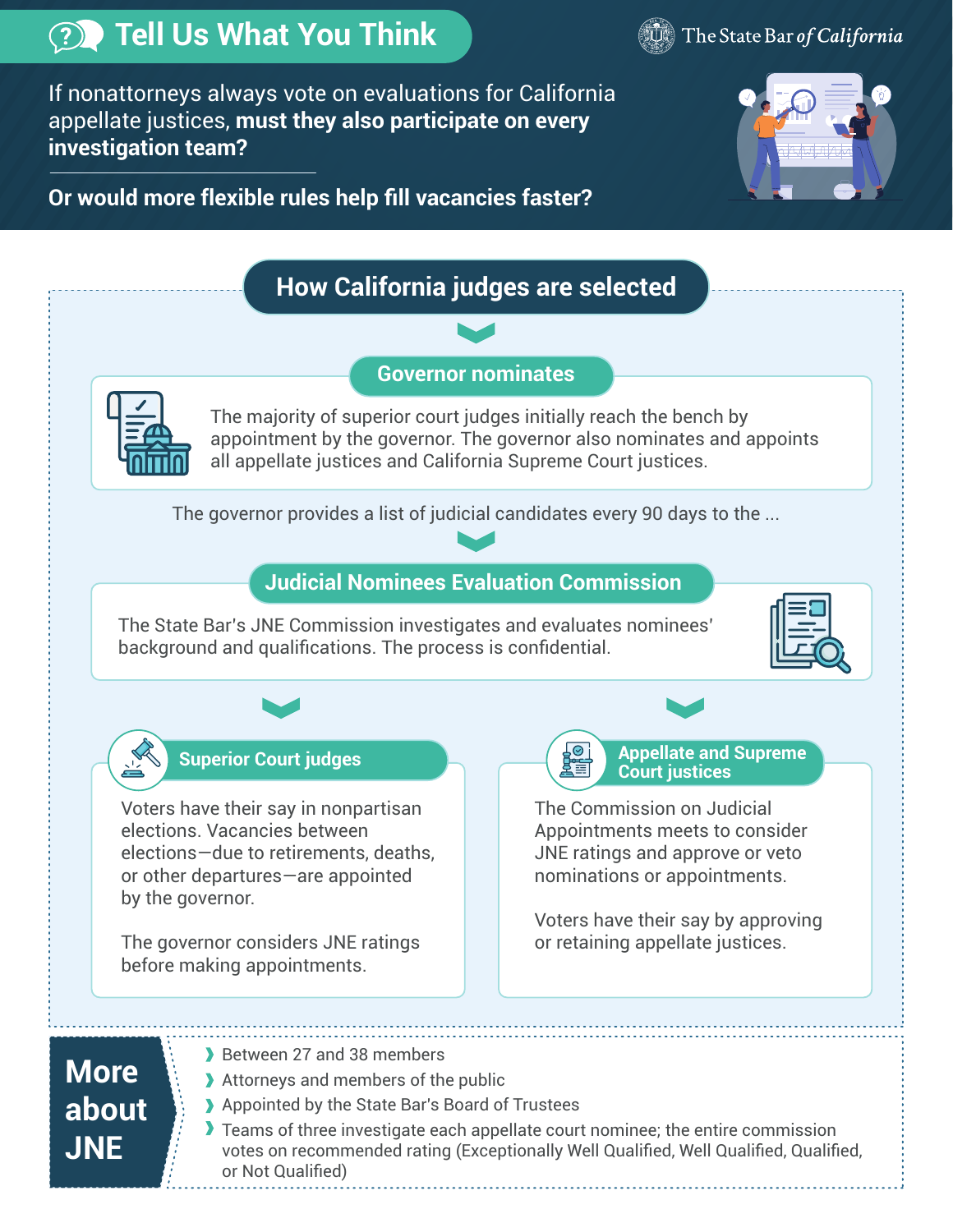# Tell Us What You Think

The State Bar *of California*

If nonattorneys always vote on evaluations for California appellate justices, **must they also participate on every investigation team?**

**Or would more flexible rules help fill vacancies faster?**

## How California judges are selected

### Governor nominates

The majority of superior court judges initially reach the bench by appointment by the governor. The governor also nominates and appoints all appellate justices and California Supreme Court justices.

The governor provides a list of judicial candidates every 90 days to the ...

### Judicial Nominees Evaluation Commission

The State Bar's JNE Commission investigates and evaluates nominees' background and qualifications. The process is confidential.

### Superior Court judges

Voters have their say in nonpartisan elections. Vacancies between elections—due to retirements, deaths, or other departures—are appointed by the governor.

The governor considers JNE ratings before making appointments.

### Appellate and Supreme Court justices

The Commission on Judicial Appointments meets to consider JNE ratings and approve or veto nominations or appointments.

Voters have their say by approving or retaining appellate justices.

## More about JNE

- Between 27 and 38 members
- Attorneys and members of the public
- Appointed by the State Bar's Board of Trustees
- Teams of three investigate each appellate court nominee; the entire commission votes on recommended rating (Exceptionally Well Qualified, Well Qualified, Qualified, or Not Qualified)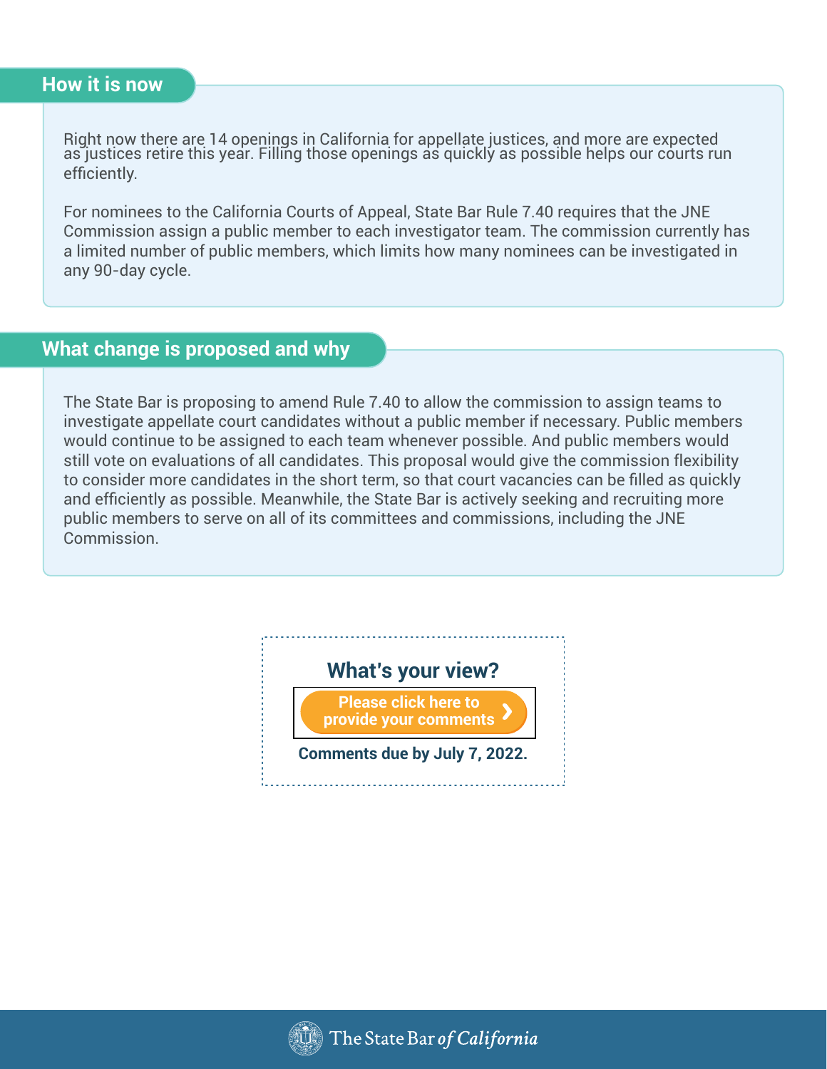## How it is now

Right now there are 14 openings in California for appellate justices, and more are expected as justices retire this year. Filling those openings as quickly as possible helps our courts run efficiently.

For nominees to the California Courts of Appeal, State Bar Rule 7.40 requires that the JNE Commission assign a public member to each investigator team. The commission currently has a limited number of public members, which limits how many nominees can be investigated in any 90-day cycle.

## What change is proposed and why

The State Bar is proposing to amend Rule 7.40 to allow the commission to assign teams to investigate appellate court candidates without a public member if necessary. Public members would continue to be assigned to each team whenever possible. And public members would still vote on evaluations of all candidates. This proposal would give the commission flexibility to consider more candidates in the short term, so that court vacancies can be filled as quickly and efficiently as possible. Meanwhile, the State Bar is actively seeking and recruiting more public members to serve on all of its committees and commissions, including the JNE Commission.

### What's your view?

**Please click here to provide your comments ›**

**Comments due by July 7, 2022.**

The State Bar *of California*